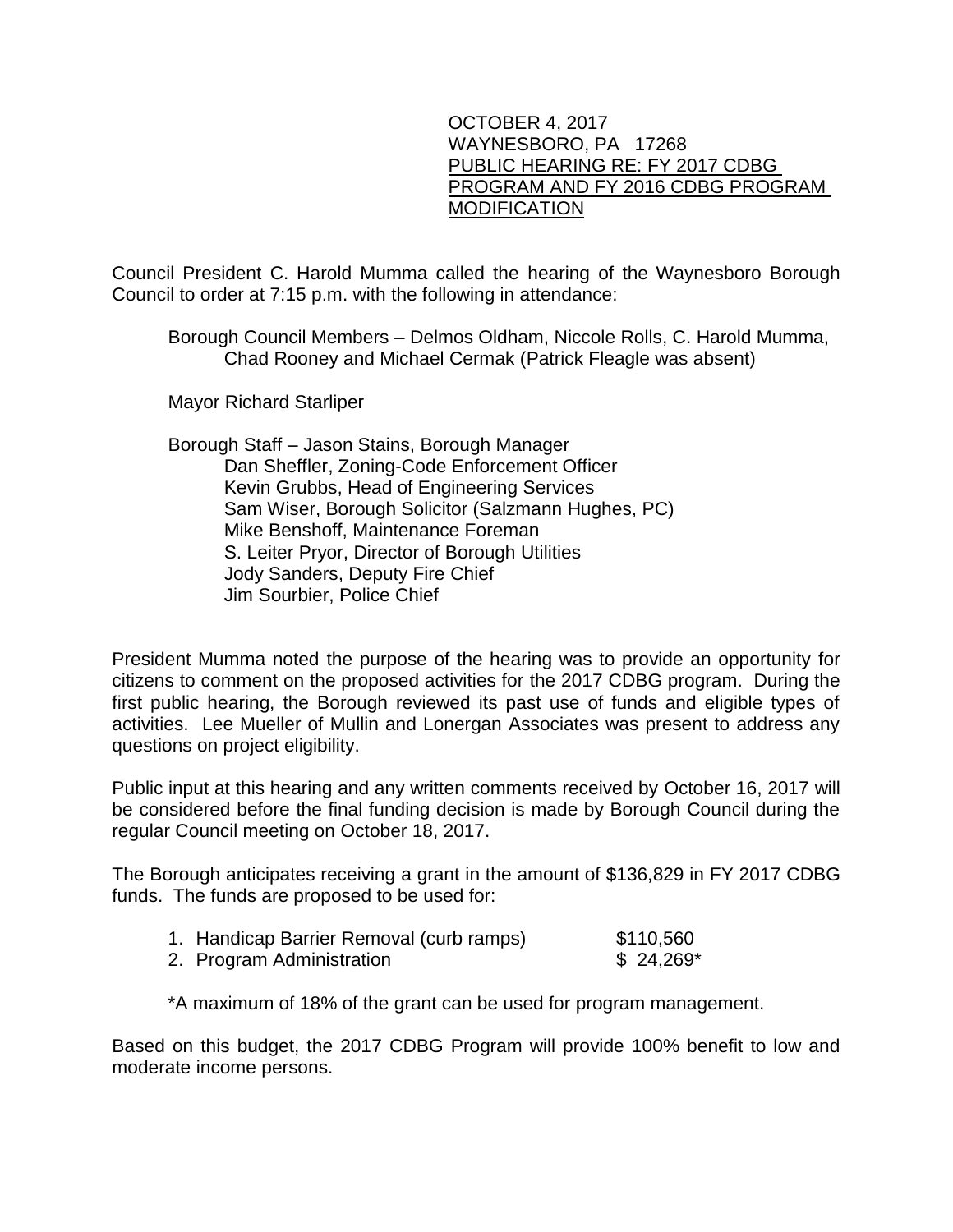OCTOBER 4, 2017
WAYNESBORO, PA 17268
PUBLIC HEARING RE: FY 2017 CDBG PROGRAM AND FY 2016 CDBG PROGRAM MODIFICATION

Council President C. Harold Mumma called the hearing of the Waynesboro Borough Council to order at 7:15 p.m. with the following in attendance:

Borough Council Members – Delmos Oldham, Niccole Rolls, C. Harold Mumma, Chad Rooney and Michael Cermak (Patrick Fleagle was absent)

Mayor Richard Starliper

Borough Staff – Jason Stains, Borough Manager
Dan Sheffler, Zoning-Code Enforcement Officer
Kevin Grubbs, Head of Engineering Services
Sam Wiser, Borough Solicitor (Salzmann Hughes, PC)
Mike Benshoff, Maintenance Foreman
S. Leiter Pryor, Director of Borough Utilities
Jody Sanders, Deputy Fire Chief
Jim Sourbier, Police Chief

President Mumma noted the purpose of the hearing was to provide an opportunity for citizens to comment on the proposed activities for the 2017 CDBG program. During the first public hearing, the Borough reviewed its past use of funds and eligible types of activities. Lee Mueller of Mullin and Lonergan Associates was present to address any questions on project eligibility.

Public input at this hearing and any written comments received by October 16, 2017 will be considered before the final funding decision is made by Borough Council during the regular Council meeting on October 18, 2017.

The Borough anticipates receiving a grant in the amount of $136,829 in FY 2017 CDBG funds. The funds are proposed to be used for:

1. Handicap Barrier Removal (curb ramps) $110,560
2. Program Administration $ 24,269*

*A maximum of 18% of the grant can be used for program management.

Based on this budget, the 2017 CDBG Program will provide 100% benefit to low and moderate income persons.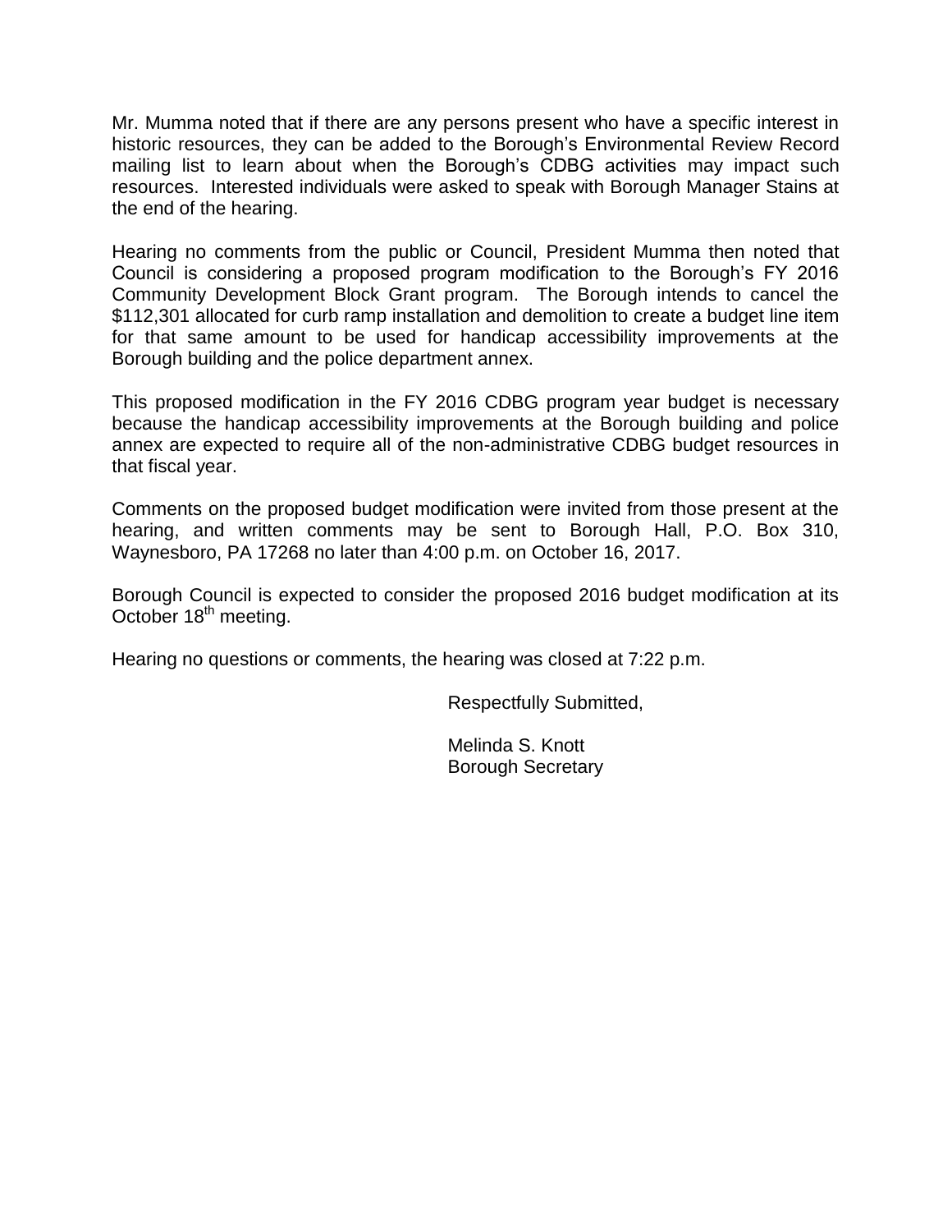Mr. Mumma noted that if there are any persons present who have a specific interest in historic resources, they can be added to the Borough's Environmental Review Record mailing list to learn about when the Borough's CDBG activities may impact such resources. Interested individuals were asked to speak with Borough Manager Stains at the end of the hearing.

Hearing no comments from the public or Council, President Mumma then noted that Council is considering a proposed program modification to the Borough's FY 2016 Community Development Block Grant program. The Borough intends to cancel the $112,301 allocated for curb ramp installation and demolition to create a budget line item for that same amount to be used for handicap accessibility improvements at the Borough building and the police department annex.

This proposed modification in the FY 2016 CDBG program year budget is necessary because the handicap accessibility improvements at the Borough building and police annex are expected to require all of the non-administrative CDBG budget resources in that fiscal year.

Comments on the proposed budget modification were invited from those present at the hearing, and written comments may be sent to Borough Hall, P.O. Box 310, Waynesboro, PA 17268 no later than 4:00 p.m. on October 16, 2017.

Borough Council is expected to consider the proposed 2016 budget modification at its October 18th meeting.

Hearing no questions or comments, the hearing was closed at 7:22 p.m.

Respectfully Submitted,

Melinda S. Knott
Borough Secretary